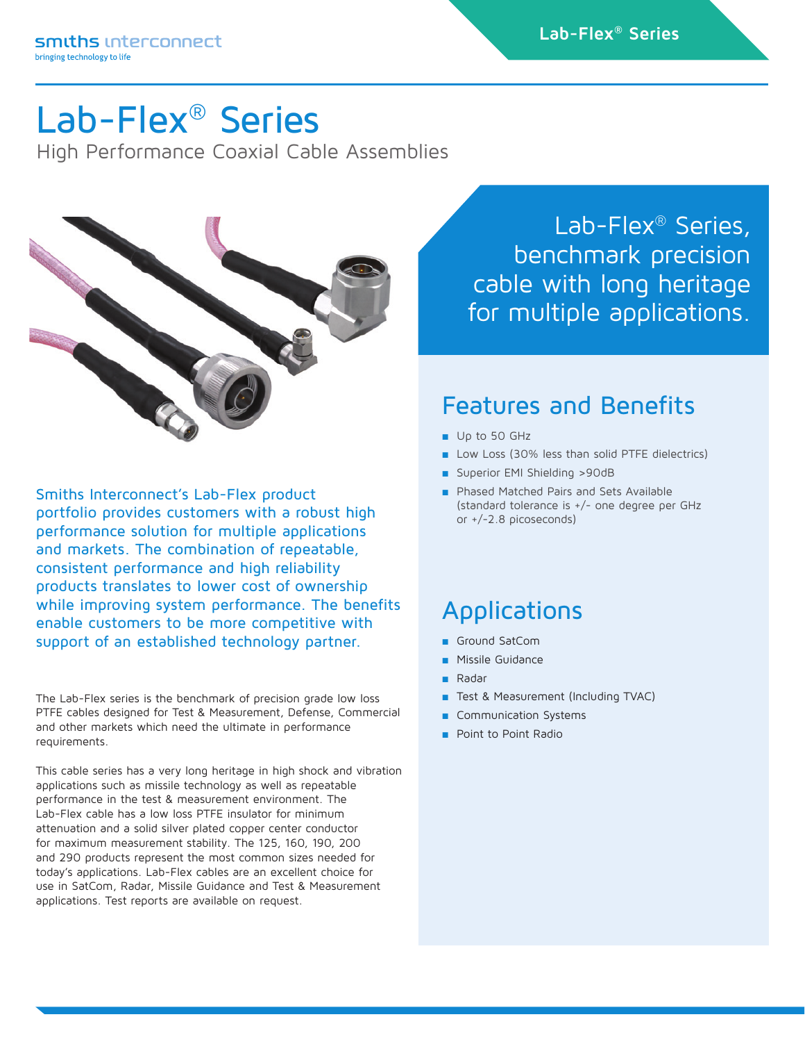# Lab-Flex® Series

High Performance Coaxial Cable Assemblies

Smiths Interconnect's Lab-Flex product portfolio provides customers with a robust high performance solution for multiple applications and markets. The combination of repeatable, consistent performance and high reliability products translates to lower cost of ownership while improving system performance. The benefits enable customers to be more competitive with support of an established technology partner.

The Lab-Flex series is the benchmark of precision grade low loss PTFE cables designed for Test & Measurement, Defense, Commercial and other markets which need the ultimate in performance requirements.

This cable series has a very long heritage in high shock and vibration applications such as missile technology as well as repeatable performance in the test & measurement environment. The Lab-Flex cable has a low loss PTFE insulator for minimum attenuation and a solid silver plated copper center conductor for maximum measurement stability. The 125, 160, 190, 200 and 290 products represent the most common sizes needed for today's applications. Lab-Flex cables are an excellent choice for use in SatCom, Radar, Missile Guidance and Test & Measurement applications. Test reports are available on request.

Lab-Flex® Series, benchmark precision cable with long heritage for multiple applications.

## Features and Benefits

- Up to 50 GHz
- Low Loss (30% less than solid PTFE dielectrics)
- Superior EMI Shielding >90dB
- Phased Matched Pairs and Sets Available (standard tolerance is +/- one degree per GHz or +/-2.8 picoseconds)

## Applications

- Ground SatCom
- Missile Guidance
- Radar
- Test & Measurement (Including TVAC)
- Communication Systems
- Point to Point Radio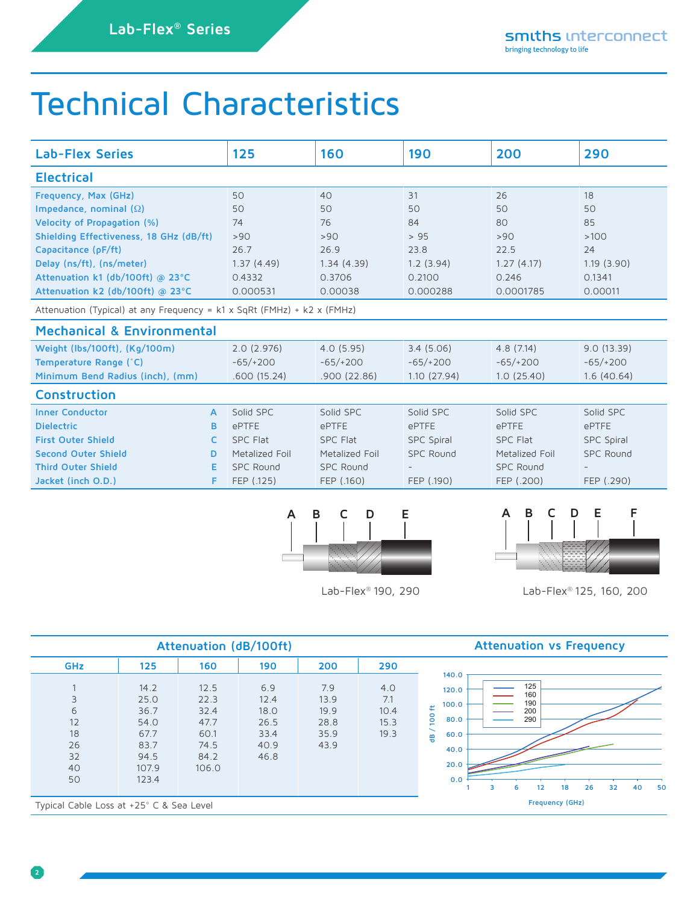Lab-Flex® Series

# Technical Characteristics

| Lab-Flex Series | 125 | 160 | 190 | 200 | 290 |
|---|---|---|---|---|---|
| **Electrical** | | | | | |
| Frequency, Max (GHz) | 50 | 40 | 31 | 26 | 18 |
| Impedance, nominal (Ω) | 50 | 50 | 50 | 50 | 50 |
| Velocity of Propagation (%) | 74 | 76 | 84 | 80 | 85 |
| Shielding Effectiveness, 18 GHz (dB/ft) | >90 | >90 | > 95 | >90 | >100 |
| Capacitance (pF/ft) | 26.7 | 26.9 | 23.8 | 22.5 | 24 |
| Delay (ns/ft), (ns/meter) | 1.37 (4.49) | 1.34 (4.39) | 1.2 (3.94) | 1.27 (4.17) | 1.19 (3.90) |
| Attenuation k1 (db/100ft) @ 23°C | 0.4332 | 0.3706 | 0.2100 | 0.246 | 0.1341 |
| Attenuation k2 (db/100ft) @ 23°C | 0.000531 | 0.00038 | 0.000288 | 0.0001785 | 0.00011 |

Attenuation (Typical) at any Frequency = k1 x SqRt (FMHz) + k2 x (FMHz)

| Mechanical & Environmental | 125 | 160 | 190 | 200 | 290 |
|---|---|---|---|---|---|
| Weight (lbs/100ft), (Kg/100m) | 2.0 (2.976) | 4.0 (5.95) | 3.4 (5.06) | 4.8 (7.14) | 9.0 (13.39) |
| Temperature Range (°C) | -65/+200 | -65/+200 | -65/+200 | -65/+200 | -65/+200 |
| Minimum Bend Radius (inch), (mm) | .600 (15.24) | .900 (22.86) | 1.10 (27.94) | 1.0 (25.40) | 1.6 (40.64) |

| Construction | | 125 | 160 | 190 | 200 | 290 |
|---|---|---|---|---|---|---|
| Inner Conductor | A | Solid SPC | Solid SPC | Solid SPC | Solid SPC | Solid SPC |
| Dielectric | B | ePTFE | ePTFE | ePTFE | ePTFE | ePTFE |
| First Outer Shield | C | SPC Flat | SPC Flat | SPC Spiral | SPC Flat | SPC Spiral |
| Second Outer Shield | D | Metalized Foil | Metalized Foil | SPC Round | Metalized Foil | SPC Round |
| Third Outer Shield | E | SPC Round | SPC Round | - | SPC Round | - |
| Jacket (inch O.D.) | F | FEP (.125) | FEP (.160) | FEP (.190) | FEP (.200) | FEP (.290) |

A B C D E

Lab-Flex® 190, 290

A B C D E F

Lab-Flex® 125, 160, 200

## Attenuation (dB/100ft)

| GHz | 125 | 160 | 190 | 200 | 290 |
|---|---|---|---|---|---|
| 1 | 14.2 | 12.5 | 6.9 | 7.9 | 4.0 |
| 3 | 25.0 | 22.3 | 12.4 | 13.9 | 7.1 |
| 6 | 36.7 | 32.4 | 18.0 | 19.9 | 10.4 |
| 12 | 54.0 | 47.7 | 26.5 | 28.8 | 15.3 |
| 18 | 67.7 | 60.1 | 33.4 | 35.9 | 19.3 |
| 26 | 83.7 | 74.5 | 40.9 | 43.9 | |
| 32 | 94.5 | 84.2 | 46.8 | | |
| 40 | 107.9 | 106.0 | | | |
| 50 | 123.4 | | | | |

Typical Cable Loss at +25° C & Sea Level

## Attenuation vs Frequency

Legend: 125, 160, 190, 200, 290

dB / 100 ft

Frequency (GHz)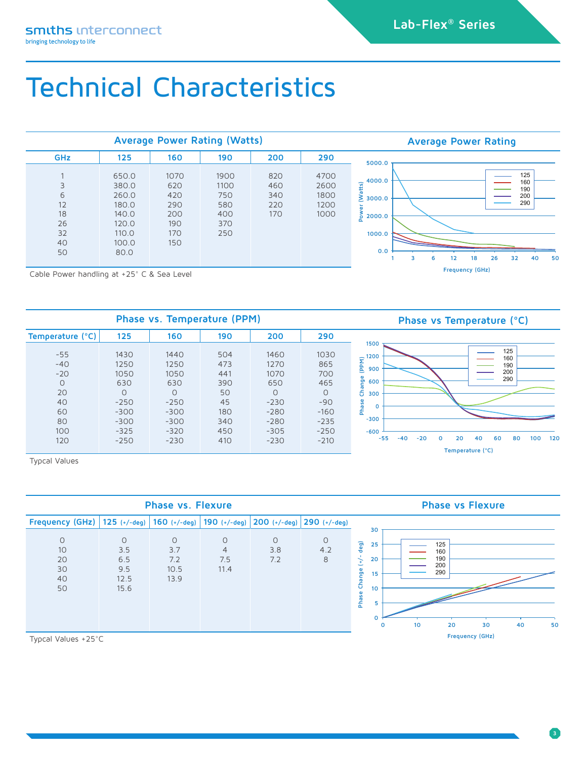# Technical Characteristics

## Average Power Rating (Watts)

| GHz | 125 | 160 | 190 | 200 | 290 |
|---|---|---|---|---|---|
| 1 | 650.0 | 1070 | 1900 | 820 | 4700 |
| 3 | 380.0 | 620 | 1100 | 460 | 2600 |
| 6 | 260.0 | 420 | 750 | 340 | 1800 |
| 12 | 180.0 | 290 | 580 | 220 | 1200 |
| 18 | 140.0 | 200 | 400 | 170 | 1000 |
| 26 | 120.0 | 190 | 370 | | |
| 32 | 110.0 | 170 | 250 | | |
| 40 | 100.0 | 150 | | | |
| 50 | 80.0 | | | | |

Cable Power handling at +25° C & Sea Level

## Average Power Rating

## Phase vs. Temperature (PPM)

| Temperature (°C) | 125 | 160 | 190 | 200 | 290 |
|---|---|---|---|---|---|
| -55 | 1430 | 1440 | 504 | 1460 | 1030 |
| -40 | 1250 | 1250 | 473 | 1270 | 865 |
| -20 | 1050 | 1050 | 441 | 1070 | 700 |
| 0 | 630 | 630 | 390 | 650 | 465 |
| 20 | 0 | 0 | 50 | 0 | 0 |
| 40 | -250 | -250 | 45 | -230 | -90 |
| 60 | -300 | -300 | 180 | -280 | -160 |
| 80 | -300 | -300 | 340 | -280 | -235 |
| 100 | -325 | -320 | 450 | -305 | -250 |
| 120 | -250 | -230 | 410 | -230 | -210 |

Typcal Values

## Phase vs Temperature (°C)

## Phase vs. Flexure

| Frequency (GHz) | 125 (+/-deg) | 160 (+/-deg) | 190 (+/-deg) | 200 (+/-deg) | 290 (+/-deg) |
|---|---|---|---|---|---|
| 0 | 0 | 0 | 0 | 0 | 0 |
| 10 | 3.5 | 3.7 | 4 | 3.8 | 4.2 |
| 20 | 6.5 | 7.2 | 7.5 | 7.2 | 8 |
| 30 | 9.5 | 10.5 | 11.4 | | |
| 40 | 12.5 | 13.9 | | | |
| 50 | 15.6 | | | | |

Typcal Values +25°C

## Phase vs Flexure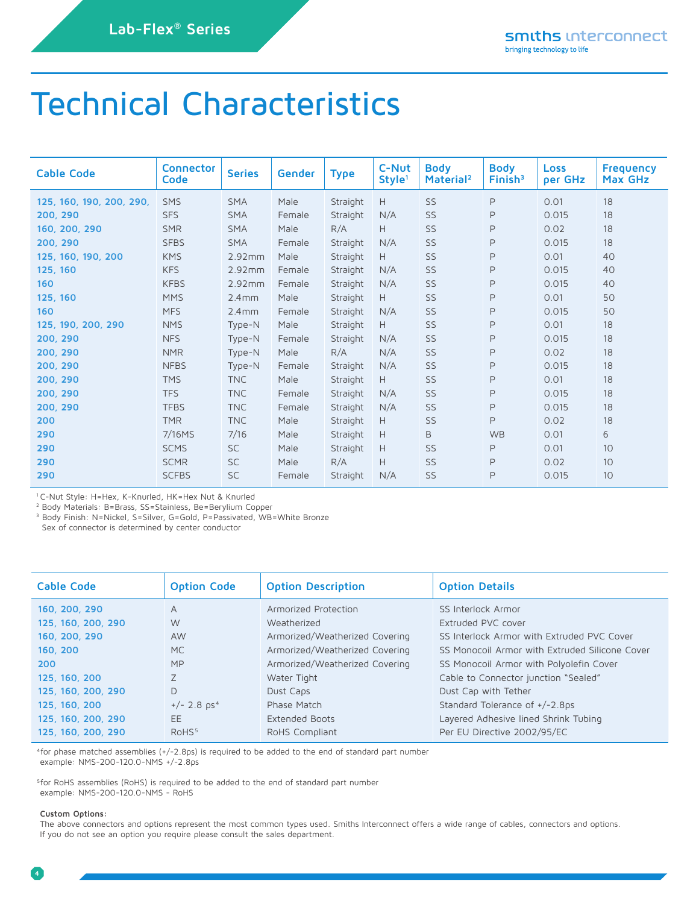# Technical Characteristics

| Cable Code | Connector Code | Series | Gender | Type | C-Nut Style[1] | Body Material[2] | Body Finish[3] | Loss per GHz | Frequency Max GHz |
|---|---|---|---|---|---|---|---|---|---|
| 125, 160, 190, 200, 290, | SMS | SMA | Male | Straight | H | SS | P | 0.01 | 18 |
| 200, 290 | SFS | SMA | Female | Straight | N/A | SS | P | 0.015 | 18 |
| 160, 200, 290 | SMR | SMA | Male | R/A | H | SS | P | 0.02 | 18 |
| 200, 290 | SFBS | SMA | Female | Straight | N/A | SS | P | 0.015 | 18 |
| 125, 160, 190, 200 | KMS | 2.92mm | Male | Straight | H | SS | P | 0.01 | 40 |
| 125, 160 | KFS | 2.92mm | Female | Straight | N/A | SS | P | 0.015 | 40 |
| 160 | KFBS | 2.92mm | Female | Straight | N/A | SS | P | 0.015 | 40 |
| 125, 160 | MMS | 2.4mm | Male | Straight | H | SS | P | 0.01 | 50 |
| 160 | MFS | 2.4mm | Female | Straight | N/A | SS | P | 0.015 | 50 |
| 125, 190, 200, 290 | NMS | Type-N | Male | Straight | H | SS | P | 0.01 | 18 |
| 200, 290 | NFS | Type-N | Female | Straight | N/A | SS | P | 0.015 | 18 |
| 200, 290 | NMR | Type-N | Male | R/A | N/A | SS | P | 0.02 | 18 |
| 200, 290 | NFBS | Type-N | Female | Straight | N/A | SS | P | 0.015 | 18 |
| 200, 290 | TMS | TNC | Male | Straight | H | SS | P | 0.01 | 18 |
| 200, 290 | TFS | TNC | Female | Straight | N/A | SS | P | 0.015 | 18 |
| 200, 290 | TFBS | TNC | Female | Straight | N/A | SS | P | 0.015 | 18 |
| 200 | TMR | TNC | Male | Straight | H | SS | P | 0.02 | 18 |
| 290 | 7/16MS | 7/16 | Male | Straight | H | B | WB | 0.01 | 6 |
| 290 | SCMS | SC | Male | Straight | H | SS | P | 0.01 | 10 |
| 290 | SCMR | SC | Male | R/A | H | SS | P | 0.02 | 10 |
| 290 | SCFBS | SC | Female | Straight | N/A | SS | P | 0.015 | 10 |

[1] C-Nut Style: H=Hex, K-Knurled, HK=Hex Nut & Knurled
[2] Body Materials: B=Brass, SS=Stainless, Be=Berylium Copper
[3] Body Finish: N=Nickel, S=Silver, G=Gold, P=Passivated, WB=White Bronze
Sex of connector is determined by center conductor

| Cable Code | Option Code | Option Description | Option Details |
|---|---|---|---|
| 160, 200, 290 | A | Armorized Protection | SS Interlock Armor |
| 125, 160, 200, 290 | W | Weatherized | Extruded PVC cover |
| 160, 200, 290 | AW | Armorized/Weatherized Covering | SS Interlock Armor with Extruded PVC Cover |
| 160, 200 | MC | Armorized/Weatherized Covering | SS Monocoil Armor with Extruded Silicone Cover |
| 200 | MP | Armorized/Weatherized Covering | SS Monocoil Armor with Polyolefin Cover |
| 125, 160, 200 | Z | Water Tight | Cable to Connector junction "Sealed" |
| 125, 160, 200, 290 | D | Dust Caps | Dust Cap with Tether |
| 125, 160, 200 | +/- 2.8 ps[4] | Phase Match | Standard Tolerance of +/-2.8ps |
| 125, 160, 200, 290 | EE | Extended Boots | Layered Adhesive lined Shrink Tubing |
| 125, 160, 200, 290 | RoHS[5] | RoHS Compliant | Per EU Directive 2002/95/EC |

[4] for phase matched assemblies (+/-2.8ps) is required to be added to the end of standard part number
example: NMS-200-120.0-NMS +/-2.8ps

[5] for RoHS assemblies (RoHS) is required to be added to the end of standard part number
example: NMS-200-120.0-NMS - RoHS

**Custom Options:**
The above connectors and options represent the most common types used. Smiths Interconnect offers a wide range of cables, connectors and options.
If you do not see an option you require please consult the sales department.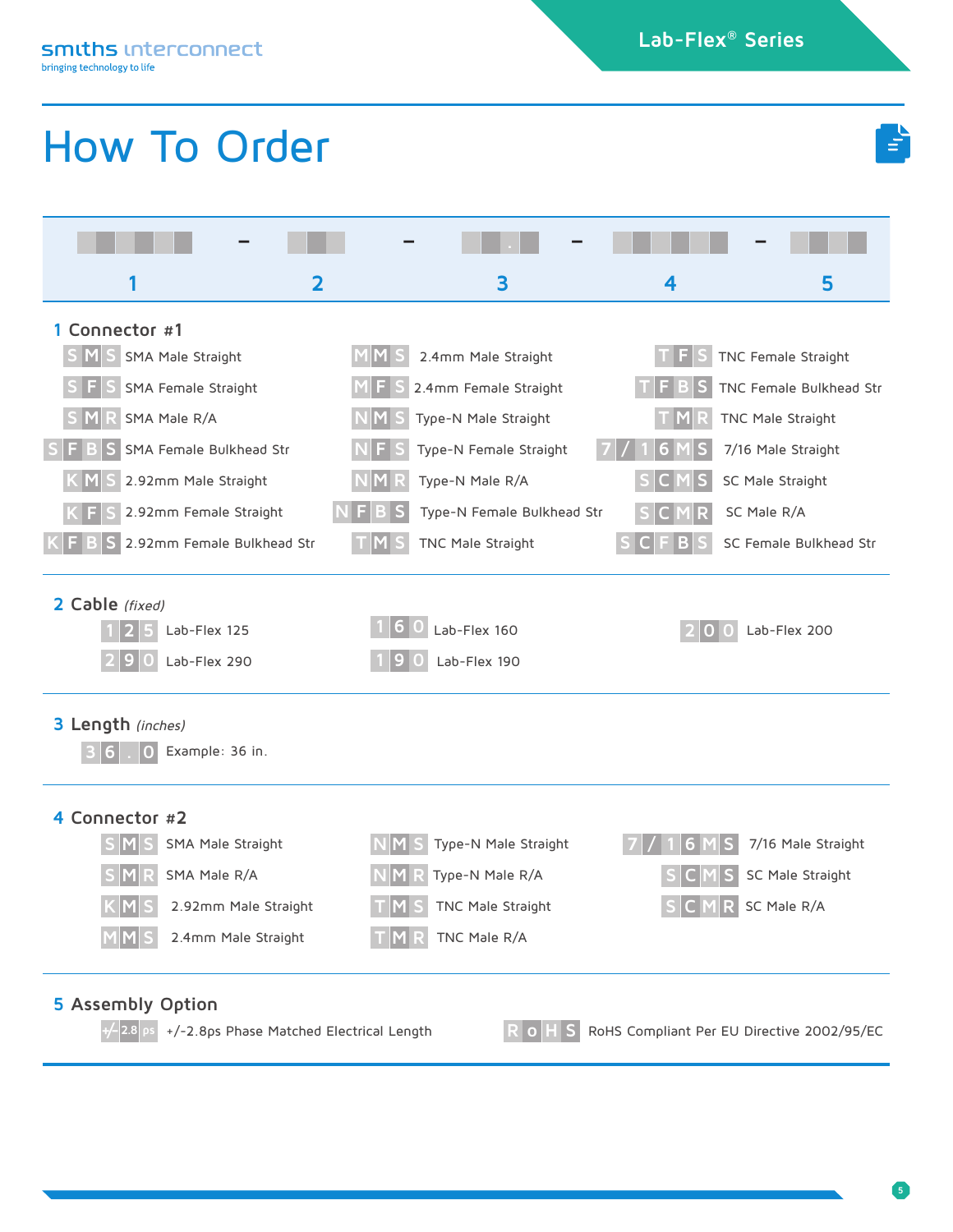# How To Order

| ▢▢▢▢▢▢ | – | ▢▢▢ | – | ▢▢.▢ | – | ▢▢▢▢▢▢ | – | ▢▢▢▢ |
|---|---|---|---|---|---|---|---|---|
| 1 | | 2 | | 3 | | 4 | | 5 |

## 1 Connector #1

| Code | Description | Code | Description | Code | Description |
|---|---|---|---|---|---|
| SMS | SMA Male Straight | MMS | 2.4mm Male Straight | TFS | TNC Female Straight |
| SFS | SMA Female Straight | MFS | 2.4mm Female Straight | TFBS | TNC Female Bulkhead Str |
| SMR | SMA Male R/A | NMS | Type-N Male Straight | TMR | TNC Male Straight |
| SFBS | SMA Female Bulkhead Str | NFS | Type-N Female Straight | 7/16MS | 7/16 Male Straight |
| KMS | 2.92mm Male Straight | NMR | Type-N Male R/A | SCMS | SC Male Straight |
| KFS | 2.92mm Female Straight | NFBS | Type-N Female Bulkhead Str | SCMR | SC Male R/A |
| KFBS | 2.92mm Female Bulkhead Str | TMS | TNC Male Straight | SCFBS | SC Female Bulkhead Str |

## 2 Cable *(fixed)*

| Code | Description | Code | Description | Code | Description |
|---|---|---|---|---|---|
| 125 | Lab-Flex 125 | 160 | Lab-Flex 160 | 200 | Lab-Flex 200 |
| 290 | Lab-Flex 290 | 190 | Lab-Flex 190 | | |

## 3 Length *(inches)*

| Code | Description |
|---|---|
| 36.0 | Example: 36 in. |

## 4 Connector #2

| Code | Description | Code | Description | Code | Description |
|---|---|---|---|---|---|
| SMS | SMA Male Straight | NMS | Type-N Male Straight | 7/16MS | 7/16 Male Straight |
| SMR | SMA Male R/A | NMR | Type-N Male R/A | SCMS | SC Male Straight |
| KMS | 2.92mm Male Straight | TMS | TNC Male Straight | SCMR | SC Male R/A |
| MMS | 2.4mm Male Straight | TMR | TNC Male R/A | | |

## 5 Assembly Option

| Code | Description | Code | Description |
|---|---|---|---|
| +/-2.8ps | +/-2.8ps Phase Matched Electrical Length | RoHS | RoHS Compliant Per EU Directive 2002/95/EC |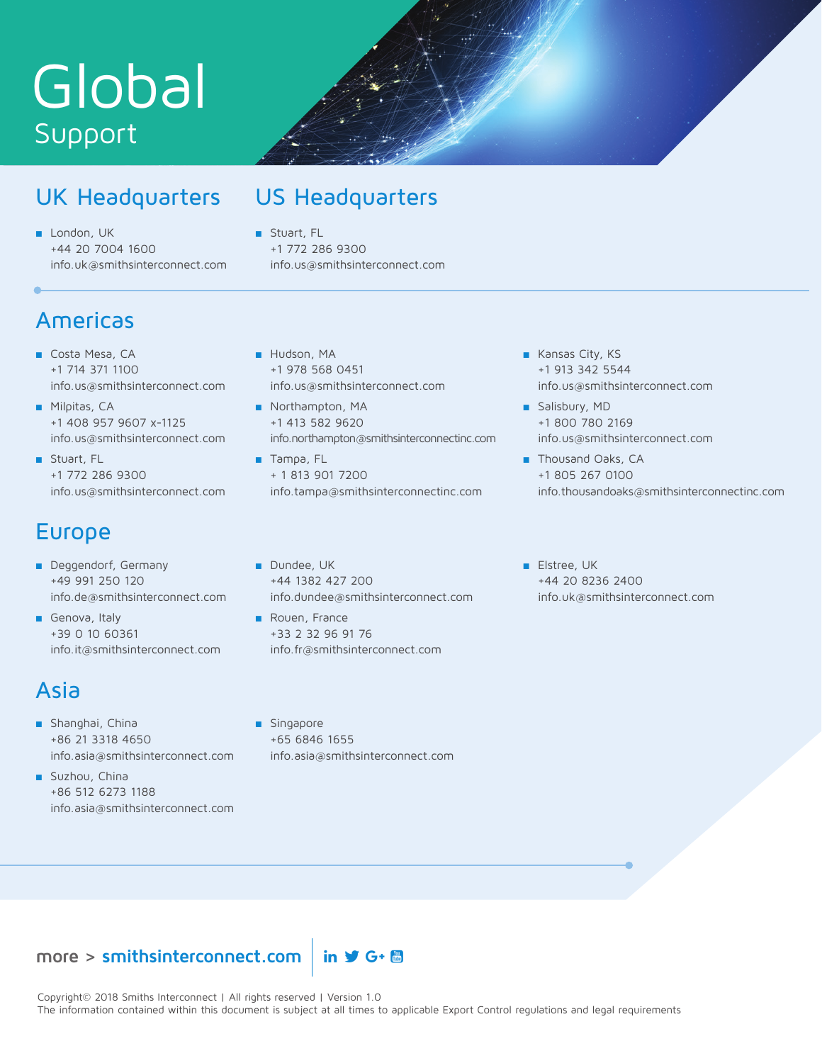# Global
Support

## UK Headquarters

- London, UK
  +44 20 7004 1600
  info.uk@smithsinterconnect.com

## US Headquarters

- Stuart, FL
  +1 772 286 9300
  info.us@smithsinterconnect.com

## Americas

- Costa Mesa, CA
  +1 714 371 1100
  info.us@smithsinterconnect.com
- Milpitas, CA
  +1 408 957 9607 x-1125
  info.us@smithsinterconnect.com
- Stuart, FL
  +1 772 286 9300
  info.us@smithsinterconnect.com
- Hudson, MA
  +1 978 568 0451
  info.us@smithsinterconnect.com
- Northampton, MA
  +1 413 582 9620
  info.northampton@smithsinterconnectinc.com
- Tampa, FL
  + 1 813 901 7200
  info.tampa@smithsinterconnectinc.com
- Kansas City, KS
  +1 913 342 5544
  info.us@smithsinterconnect.com
- Salisbury, MD
  +1 800 780 2169
  info.us@smithsinterconnect.com
- Thousand Oaks, CA
  +1 805 267 0100
  info.thousandoaks@smithsinterconnectinc.com

## Europe

- Deggendorf, Germany
  +49 991 250 120
  info.de@smithsinterconnect.com
- Genova, Italy
  +39 0 10 60361
  info.it@smithsinterconnect.com
- Dundee, UK
  +44 1382 427 200
  info.dundee@smithsinterconnect.com
- Rouen, France
  +33 2 32 96 91 76
  info.fr@smithsinterconnect.com
- Elstree, UK
  +44 20 8236 2400
  info.uk@smithsinterconnect.com

## Asia

- Shanghai, China
  +86 21 3318 4650
  info.asia@smithsinterconnect.com
- Suzhou, China
  +86 512 6273 1188
  info.asia@smithsinterconnect.com
- Singapore
  +65 6846 1655
  info.asia@smithsinterconnect.com

more > **smithsinterconnect.com**

Copyright© 2018 Smiths Interconnect | All rights reserved | Version 1.0
The information contained within this document is subject at all times to applicable Export Control regulations and legal requirements